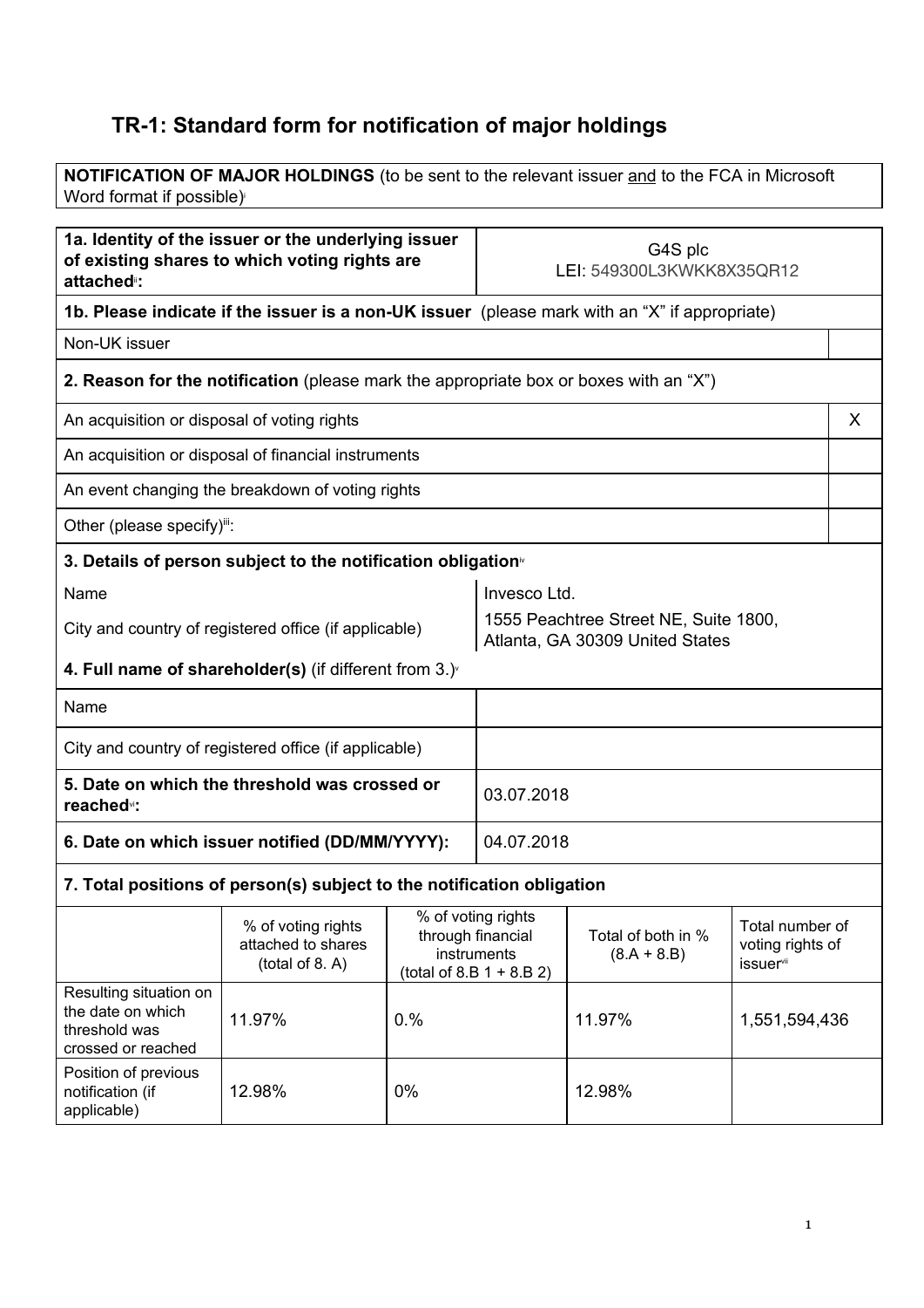# TR-1: Standard form for notification of major holdings

**NOTIFICATION OF MAJOR HOLDINGS** (to be sent to the relevant issuer and to the FCA in Microsoft Word format if possible)[i]

| **1a. Identity of the issuer or the underlying issuer of existing shares to which voting rights are attached**[ii]**:** | G4S plc<br>LEI: 549300L3KWKK8X35QR12 |
|---|---|

**1b. Please indicate if the issuer is a non-UK issuer** (please mark with an "X" if appropriate)

| Non-UK issuer | |
|---|---|

**2. Reason for the notification** (please mark the appropriate box or boxes with an "X")

| | |
|---|---|
| An acquisition or disposal of voting rights | X |
| An acquisition or disposal of financial instruments | |
| An event changing the breakdown of voting rights | |
| Other (please specify)[iii]: | |

**3. Details of person subject to the notification obligation**[iv]

| | |
|---|---|
| Name | Invesco Ltd. |
| City and country of registered office (if applicable) | 1555 Peachtree Street NE, Suite 1800, Atlanta, GA 30309 United States |

**4. Full name of shareholder(s)** (if different from 3.)[v]

| | |
|---|---|
| Name | |
| City and country of registered office (if applicable) | |

| | |
|---|---|
| **5. Date on which the threshold was crossed or reached**[vi]**:** | 03.07.2018 |
| **6. Date on which issuer notified (DD/MM/YYYY):** | 04.07.2018 |

**7. Total positions of person(s) subject to the notification obligation**

| | % of voting rights attached to shares (total of 8. A) | % of voting rights through financial instruments (total of 8.B 1 + 8.B 2) | Total of both in % (8.A + 8.B) | Total number of voting rights of issuer[vii] |
|---|---|---|---|---|
| Resulting situation on the date on which threshold was crossed or reached | 11.97% | 0.% | 11.97% | 1,551,594,436 |
| Position of previous notification (if applicable) | 12.98% | 0% | 12.98% | |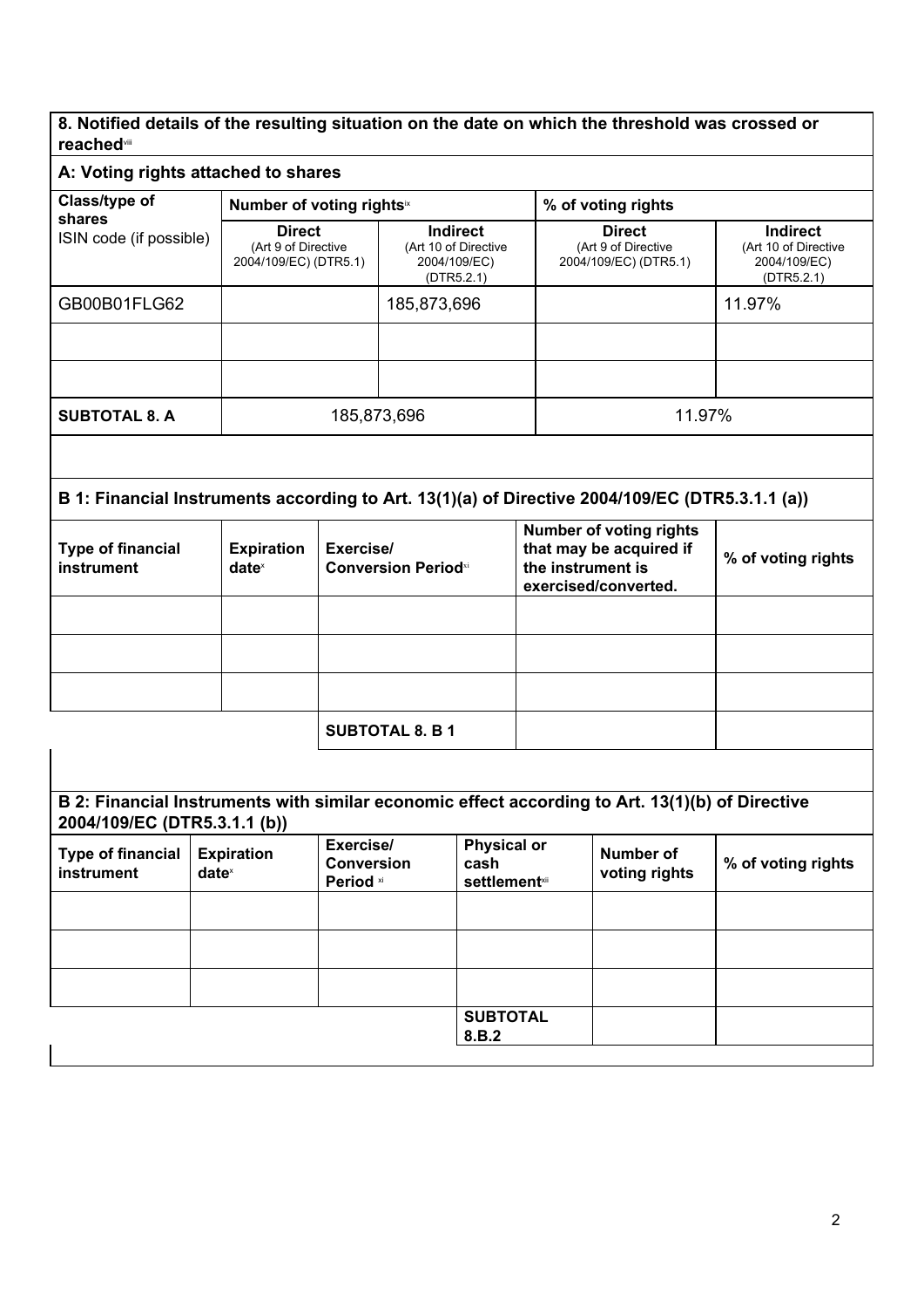## 8. Notified details of the resulting situation on the date on which the threshold was crossed or reached[viii]

### A: Voting rights attached to shares

| Class/type of shares ISIN code (if possible) | Number of voting rights[ix] | | % of voting rights | |
|---|---|---|---|---|
| | **Direct** (Art 9 of Directive 2004/109/EC) (DTR5.1) | **Indirect** (Art 10 of Directive 2004/109/EC) (DTR5.2.1) | **Direct** (Art 9 of Directive 2004/109/EC) (DTR5.1) | **Indirect** (Art 10 of Directive 2004/109/EC) (DTR5.2.1) |
| GB00B01FLG62 | | 185,873,696 | | 11.97% |
| | | | | |
| | | | | |
| **SUBTOTAL 8. A** | 185,873,696 | | 11.97% | |

### B 1: Financial Instruments according to Art. 13(1)(a) of Directive 2004/109/EC (DTR5.3.1.1 (a))

| Type of financial instrument | Expiration date[x] | Exercise/ Conversion Period[xi] | Number of voting rights that may be acquired if the instrument is exercised/converted. | % of voting rights |
|---|---|---|---|---|
| | | | | |
| | | | | |
| | | | | |
| | | **SUBTOTAL 8. B 1** | | |

### B 2: Financial Instruments with similar economic effect according to Art. 13(1)(b) of Directive 2004/109/EC (DTR5.3.1.1 (b))

| Type of financial instrument | Expiration date[x] | Exercise/ Conversion Period [xi] | Physical or cash settlement[xii] | Number of voting rights | % of voting rights |
|---|---|---|---|---|---|
| | | | | | |
| | | | | | |
| | | | | | |
| | | | **SUBTOTAL 8.B.2** | | |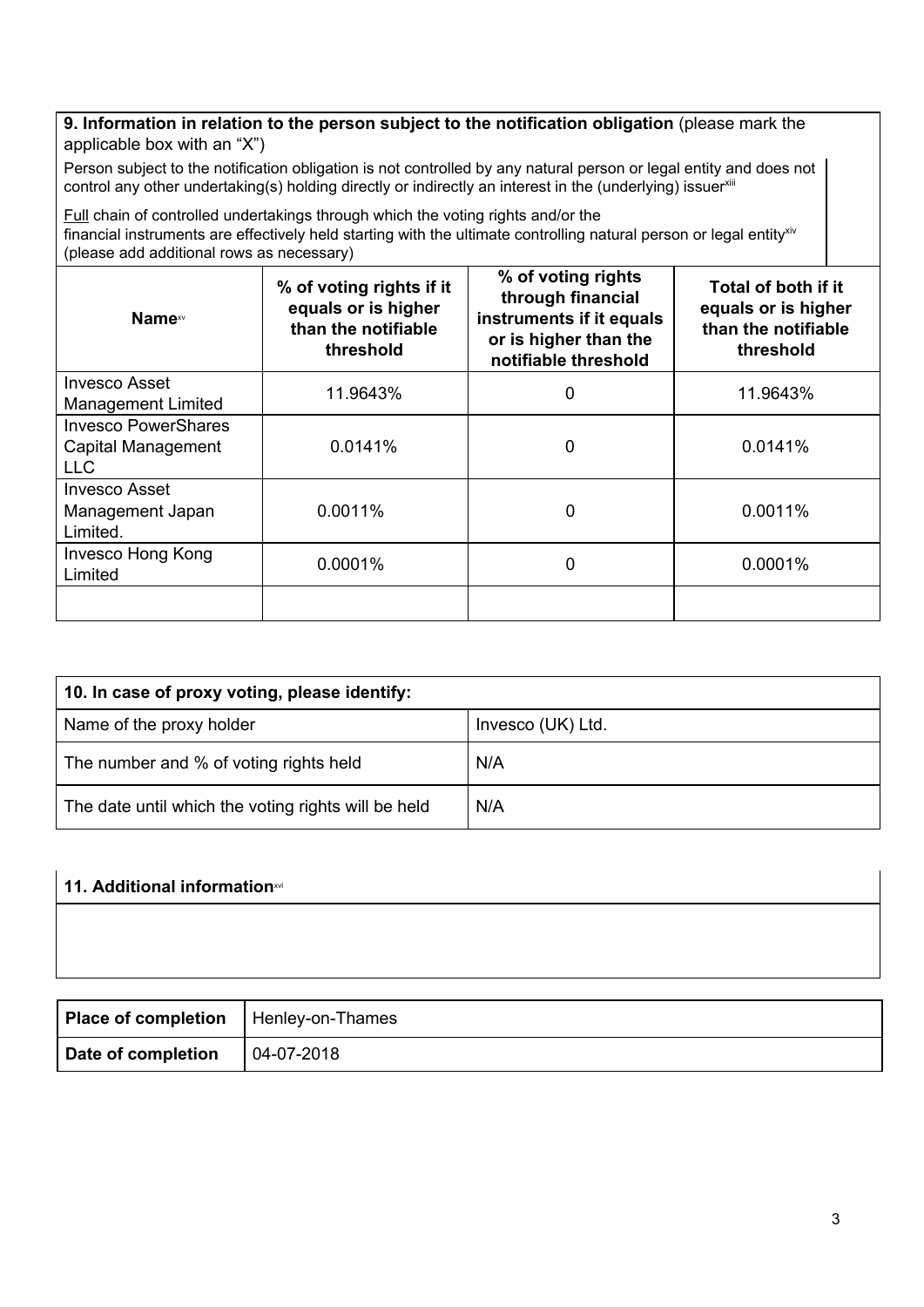**9. Information in relation to the person subject to the notification obligation** (please mark the applicable box with an "X")

| | |
|---|---|
| Person subject to the notification obligation is not controlled by any natural person or legal entity and does not control any other undertaking(s) holding directly or indirectly an interest in the (underlying) issuer[xiii] | |
| Full chain of controlled undertakings through which the voting rights and/or the financial instruments are effectively held starting with the ultimate controlling natural person or legal entity[xiv] (please add additional rows as necessary) | |

| Name[xv] | % of voting rights if it equals or is higher than the notifiable threshold | % of voting rights through financial instruments if it equals or is higher than the notifiable threshold | Total of both if it equals or is higher than the notifiable threshold |
|---|---|---|---|
| Invesco Asset Management Limited | 11.9643% | 0 | 11.9643% |
| Invesco PowerShares Capital Management LLC | 0.0141% | 0 | 0.0141% |
| Invesco Asset Management Japan Limited. | 0.0011% | 0 | 0.0011% |
| Invesco Hong Kong Limited | 0.0001% | 0 | 0.0001% |
| | | | |

| **10. In case of proxy voting, please identify:** | |
|---|---|
| Name of the proxy holder | Invesco (UK) Ltd. |
| The number and % of voting rights held | N/A |
| The date until which the voting rights will be held | N/A |

**11. Additional information**[xvi]

| | |
|---|---|
| **Place of completion** | Henley-on-Thames |
| **Date of completion** | 04-07-2018 |